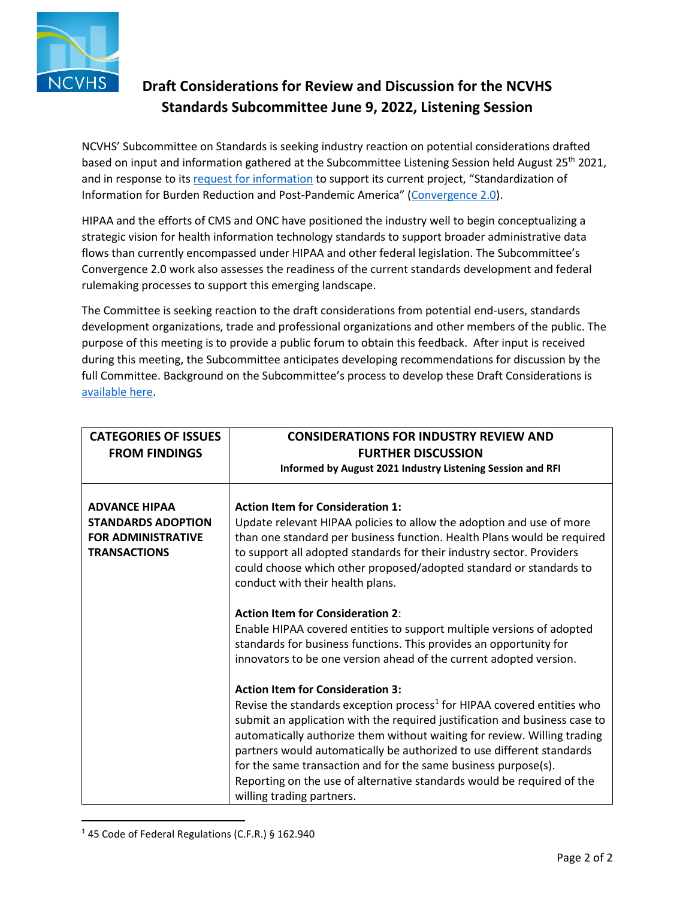# Draft Considerations for Review and Discussion for the NCVHS Standards Subcommittee June 9, 2022, Listening Session

NCVHS' Subcommittee on Standards is seeking industry reaction on potential considerations drafted based on input and information gathered at the Subcommittee Listening Session held August 25th 2021, and in response to its request for information to support its current project, "Standardization of Information for Burden Reduction and Post-Pandemic America" (Convergence 2.0).

HIPAA and the efforts of CMS and ONC have positioned the industry well to begin conceptualizing a strategic vision for health information technology standards to support broader administrative data flows than currently encompassed under HIPAA and other federal legislation. The Subcommittee's Convergence 2.0 work also assesses the readiness of the current standards development and federal rulemaking processes to support this emerging landscape.

The Committee is seeking reaction to the draft considerations from potential end-users, standards development organizations, trade and professional organizations and other members of the public. The purpose of this meeting is to provide a public forum to obtain this feedback. After input is received during this meeting, the Subcommittee anticipates developing recommendations for discussion by the full Committee. Background on the Subcommittee's process to develop these Draft Considerations is available here.

| CATEGORIES OF ISSUES FROM FINDINGS | CONSIDERATIONS FOR INDUSTRY REVIEW AND FURTHER DISCUSSION<br>Informed by August 2021 Industry Listening Session and RFI |
|---|---|
| **ADVANCE HIPAA STANDARDS ADOPTION FOR ADMINISTRATIVE TRANSACTIONS** | **Action Item for Consideration 1:**<br>Update relevant HIPAA policies to allow the adoption and use of more than one standard per business function. Health Plans would be required to support all adopted standards for their industry sector. Providers could choose which other proposed/adopted standard or standards to conduct with their health plans.<br><br>**Action Item for Consideration 2**:<br>Enable HIPAA covered entities to support multiple versions of adopted standards for business functions. This provides an opportunity for innovators to be one version ahead of the current adopted version.<br><br>**Action Item for Consideration 3:**<br>Revise the standards exception process[1] for HIPAA covered entities who submit an application with the required justification and business case to automatically authorize them without waiting for review. Willing trading partners would automatically be authorized to use different standards for the same transaction and for the same business purpose(s). Reporting on the use of alternative standards would be required of the willing trading partners. |

[1] 45 Code of Federal Regulations (C.F.R.) § 162.940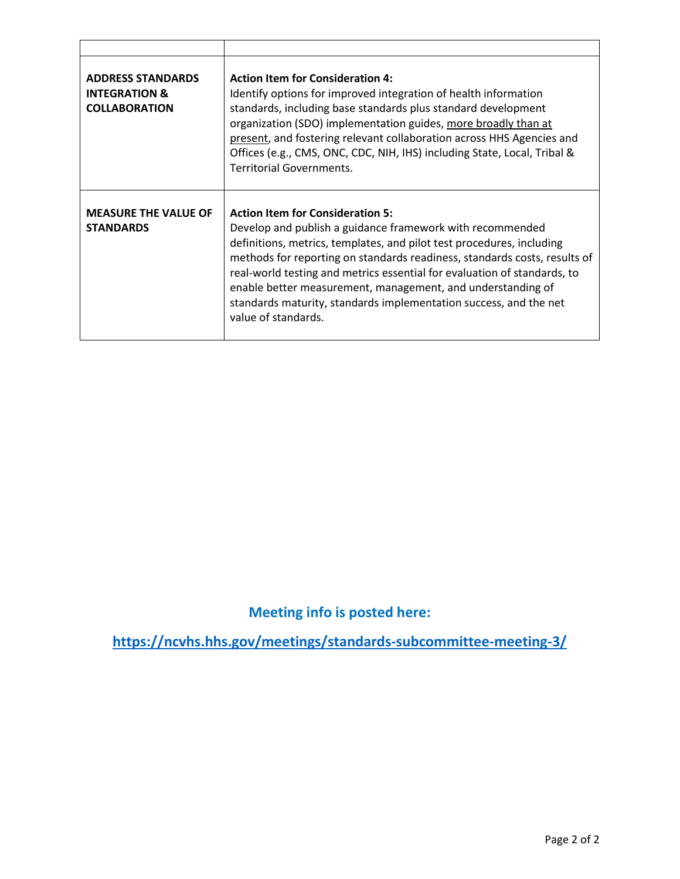| | |
|---|---|
| **ADDRESS STANDARDS INTEGRATION & COLLABORATION** | **Action Item for Consideration 4:** Identify options for improved integration of health information standards, including base standards plus standard development organization (SDO) implementation guides, more broadly than at present, and fostering relevant collaboration across HHS Agencies and Offices (e.g., CMS, ONC, CDC, NIH, IHS) including State, Local, Tribal & Territorial Governments. |
| **MEASURE THE VALUE OF STANDARDS** | **Action Item for Consideration 5:** Develop and publish a guidance framework with recommended definitions, metrics, templates, and pilot test procedures, including methods for reporting on standards readiness, standards costs, results of real-world testing and metrics essential for evaluation of standards, to enable better measurement, management, and understanding of standards maturity, standards implementation success, and the net value of standards. |

**Meeting info is posted here:**

**https://ncvhs.hhs.gov/meetings/standards-subcommittee-meeting-3/**